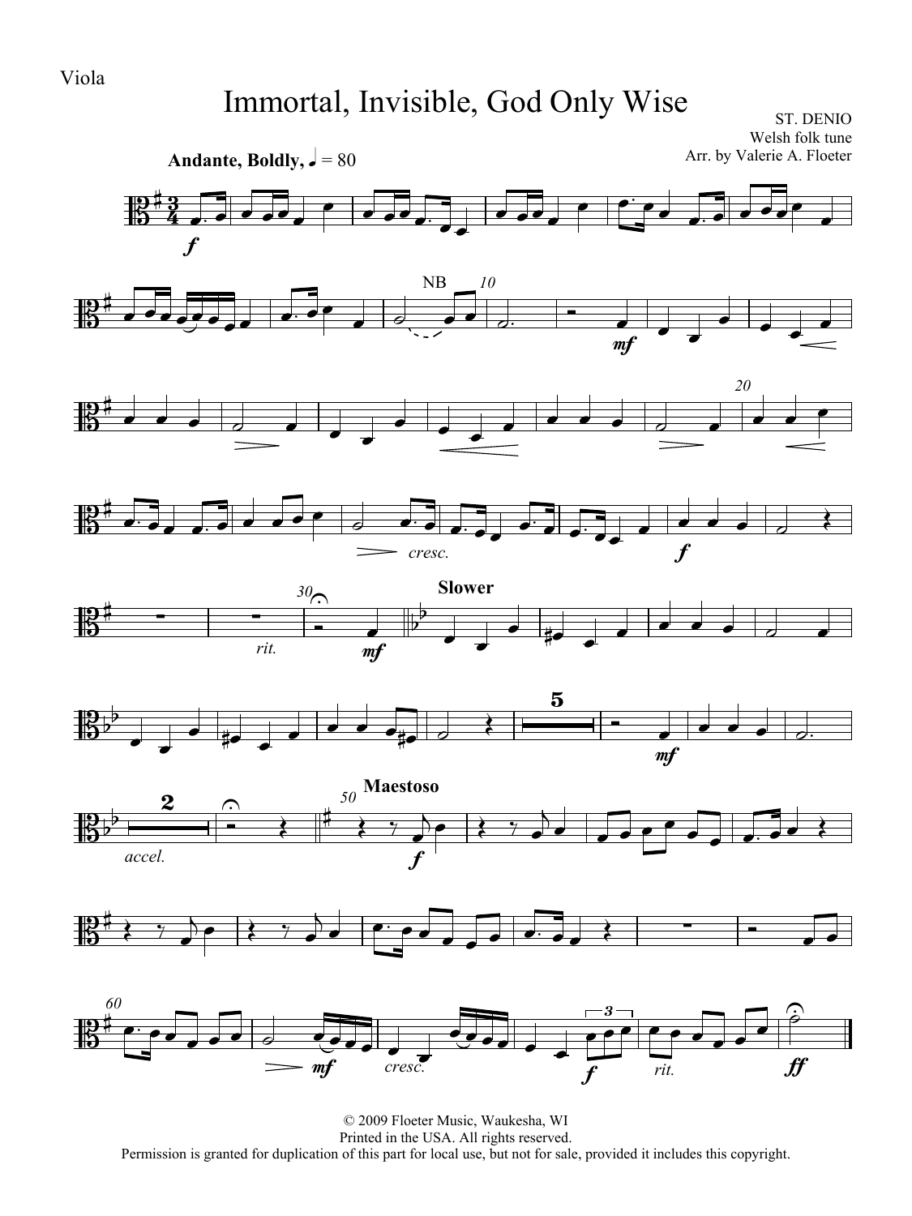Viola

# Immortal, Invisible, God Only Wise

ST. DENIO
Welsh folk tune
Arr. by Valerie A. Floeter

**Andante, Boldly,** ♩ = 80

© 2009 Floeter Music, Waukesha, WI
Printed in the USA. All rights reserved.
Permission is granted for duplication of this part for local use, but not for sale, provided it includes this copyright.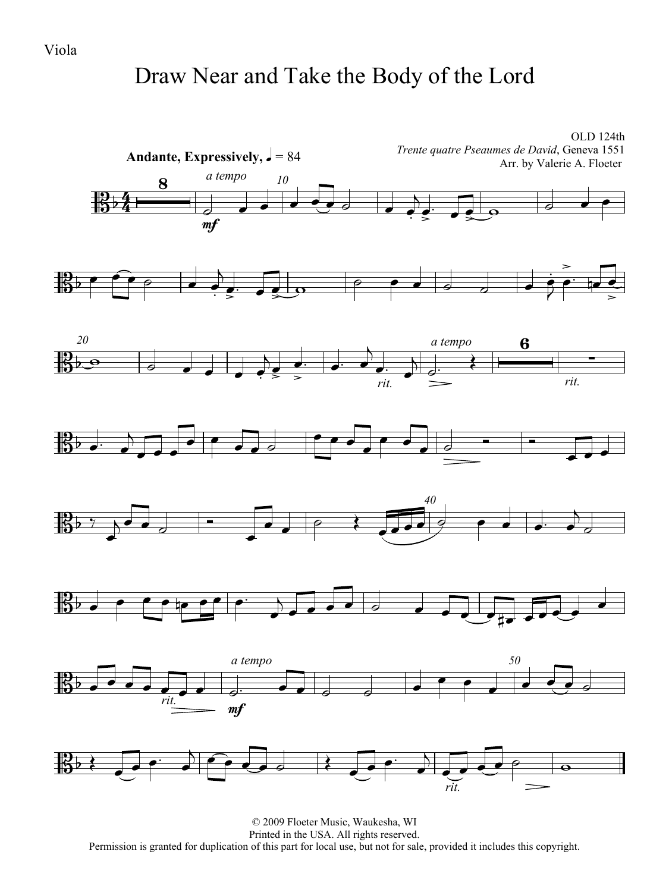Viola

# Draw Near and Take the Body of the Lord

OLD 124th
*Trente quatre Pseaumes de David*, Geneva 1551
Arr. by Valerie A. Floeter

**Andante, Expressively,** ♩ = 84

© 2009 Floeter Music, Waukesha, WI
Printed in the USA. All rights reserved.
Permission is granted for duplication of this part for local use, but not for sale, provided it includes this copyright.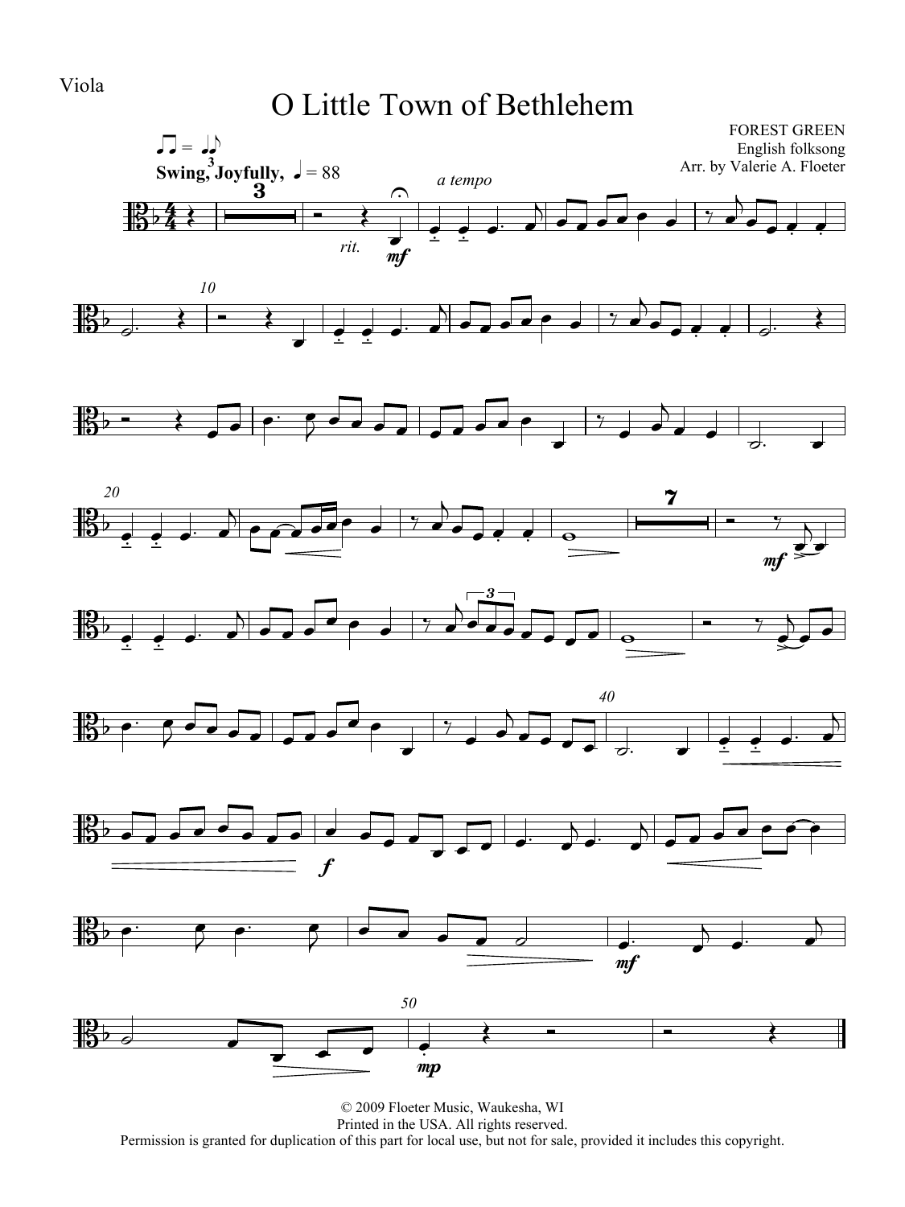Viola

# O Little Town of Bethlehem

FOREST GREEN
English folksong
Arr. by Valerie A. Floeter

Swing, Joyfully, ♩ = 88

© 2009 Floeter Music, Waukesha, WI
Printed in the USA. All rights reserved.
Permission is granted for duplication of this part for local use, but not for sale, provided it includes this copyright.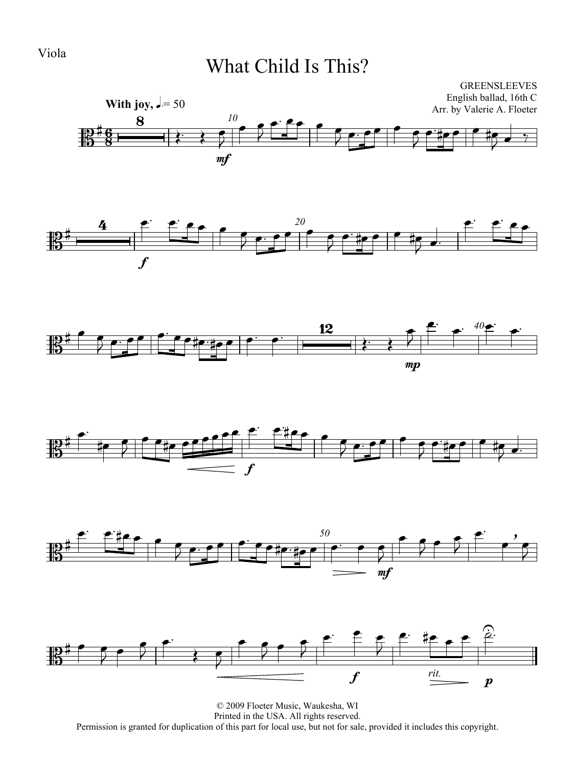Viola

# What Child Is This?

GREENSLEEVES
English ballad, 16th C
Arr. by Valerie A. Floeter

**With joy,** ♩. = 50

© 2009 Floeter Music, Waukesha, WI
Printed in the USA. All rights reserved.
Permission is granted for duplication of this part for local use, but not for sale, provided it includes this copyright.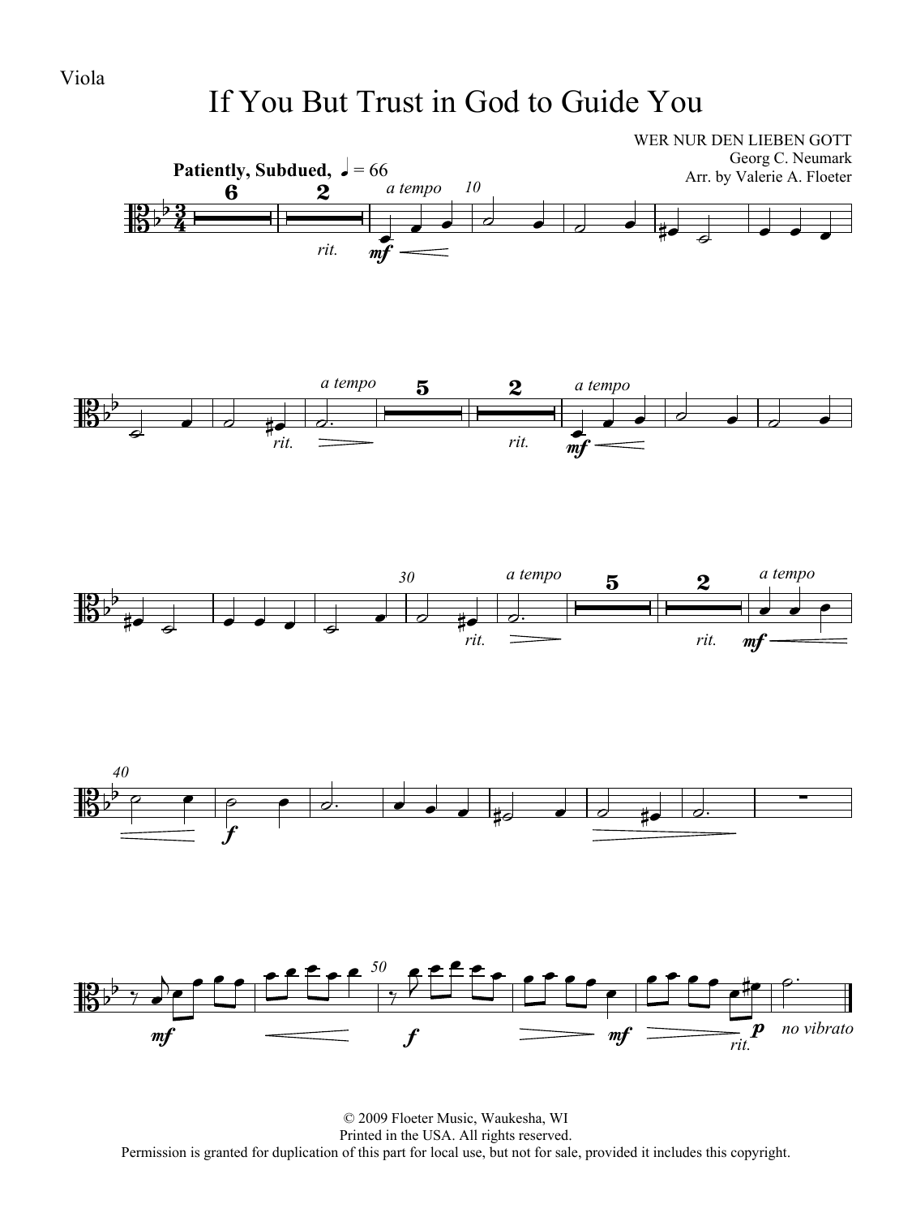Viola

# If You But Trust in God to Guide You

WER NUR DEN LIEBEN GOTT
Georg C. Neumark
Arr. by Valerie A. Floeter

**Patiently, Subdued,** ♩ = 66

© 2009 Floeter Music, Waukesha, WI
Printed in the USA. All rights reserved.
Permission is granted for duplication of this part for local use, but not for sale, provided it includes this copyright.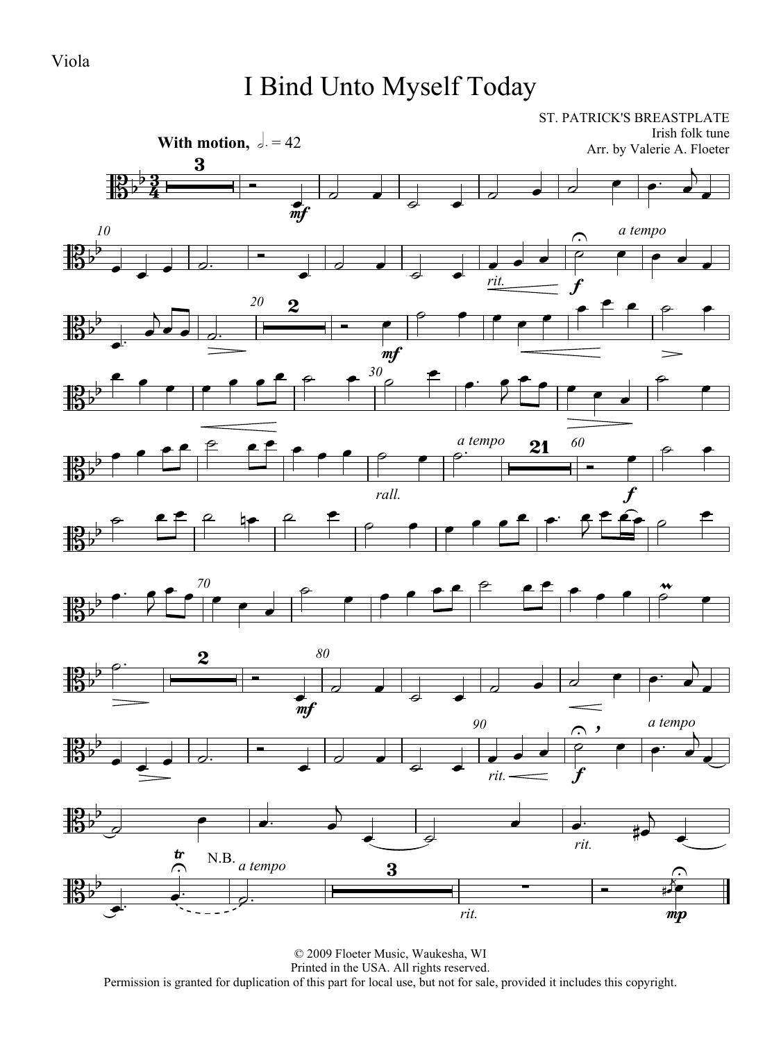Viola

# I Bind Unto Myself Today

ST. PATRICK'S BREASTPLATE
Irish folk tune
Arr. by Valerie A. Floeter

**With motion,** 𝅗𝅥. = 42

© 2009 Floeter Music, Waukesha, WI
Printed in the USA. All rights reserved.
Permission is granted for duplication of this part for local use, but not for sale, provided it includes this copyright.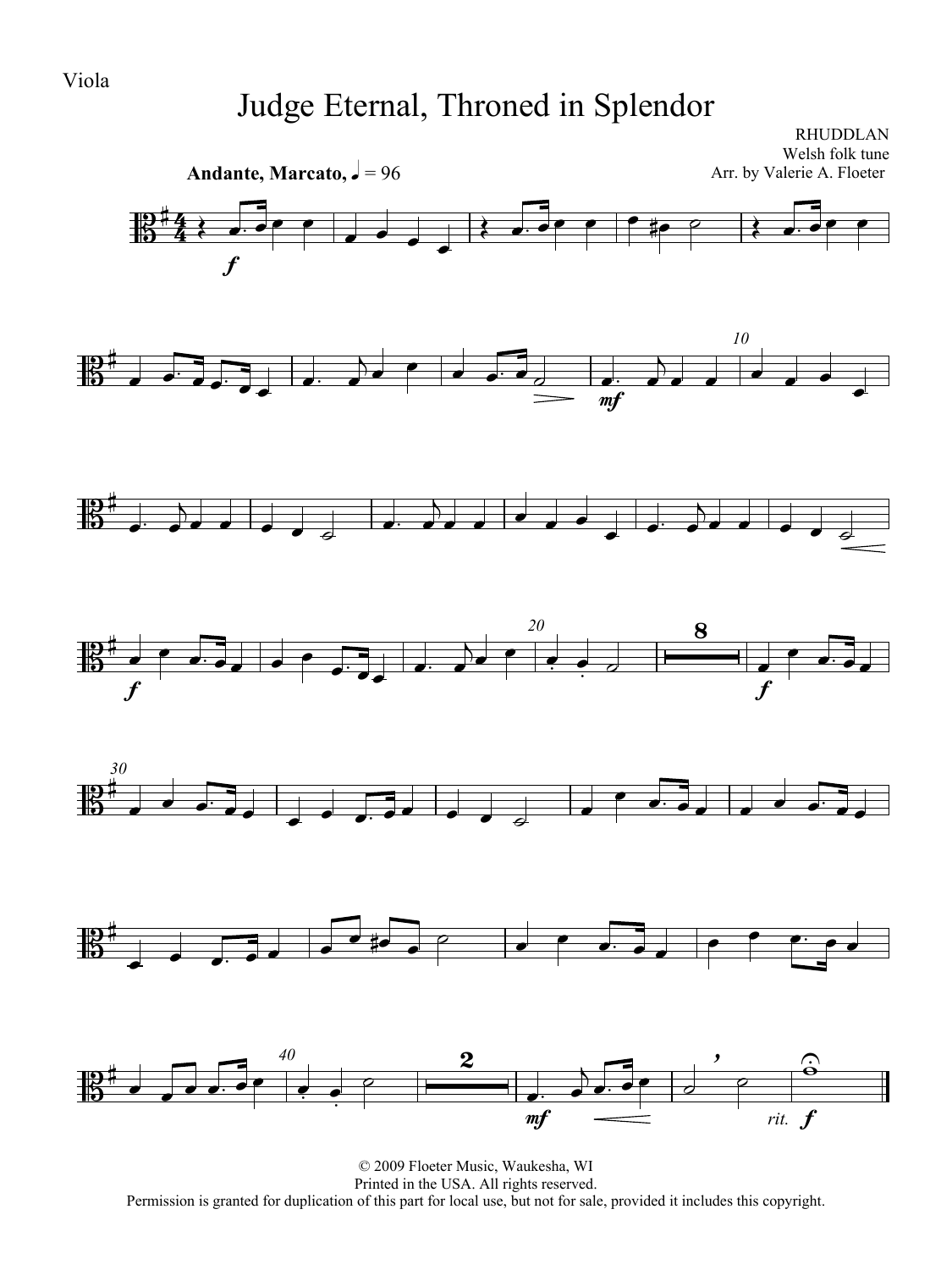Viola

# Judge Eternal, Throned in Splendor

RHUDDLAN
Welsh folk tune
Arr. by Valerie A. Floeter

**Andante, Marcato,** ♩ = 96

© 2009 Floeter Music, Waukesha, WI
Printed in the USA. All rights reserved.
Permission is granted for duplication of this part for local use, but not for sale, provided it includes this copyright.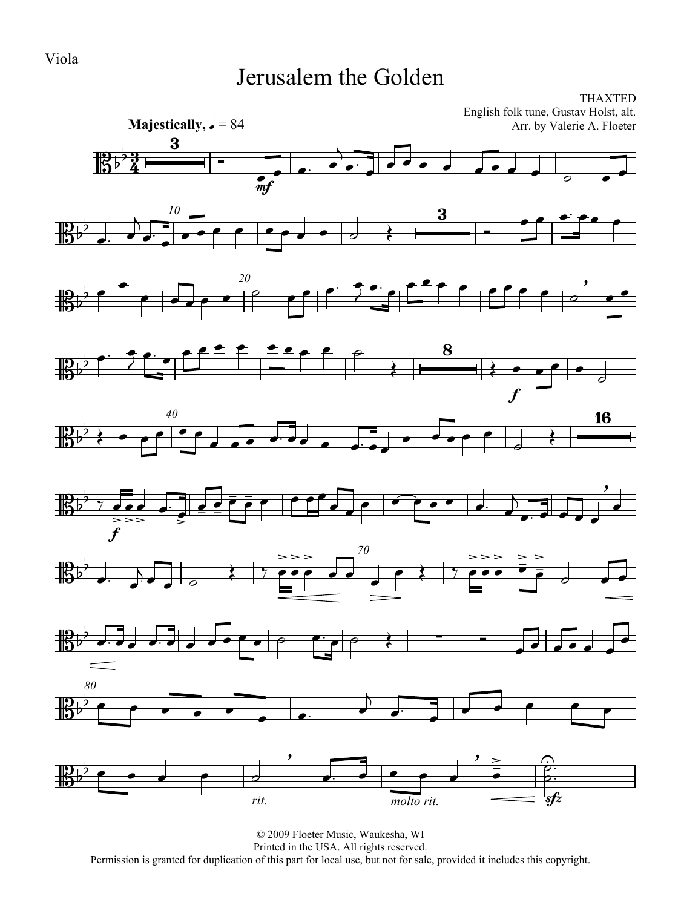Viola

# Jerusalem the Golden

THAXTED
English folk tune, Gustav Holst, alt.
Arr. by Valerie A. Floeter

**Majestically,** ♩ = 84

© 2009 Floeter Music, Waukesha, WI
Printed in the USA. All rights reserved.
Permission is granted for duplication of this part for local use, but not for sale, provided it includes this copyright.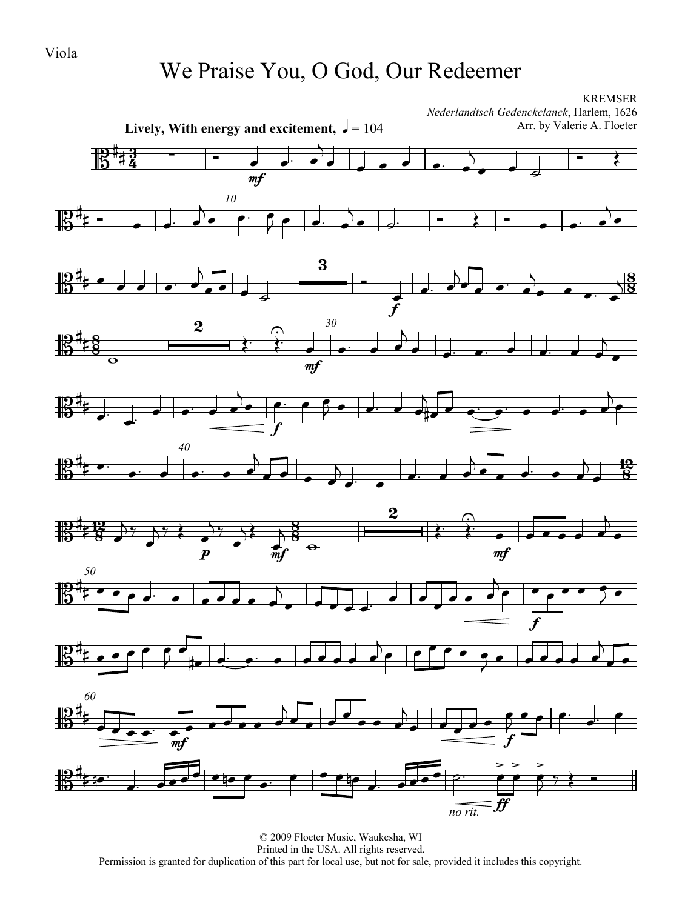Viola

# We Praise You, O God, Our Redeemer

KREMSER
*Nederlandtsch Gedenckclanck*, Harlem, 1626
Arr. by Valerie A. Floeter

**Lively, With energy and excitement,** ♩ = 104

© 2009 Floeter Music, Waukesha, WI
Printed in the USA. All rights reserved.
Permission is granted for duplication of this part for local use, but not for sale, provided it includes this copyright.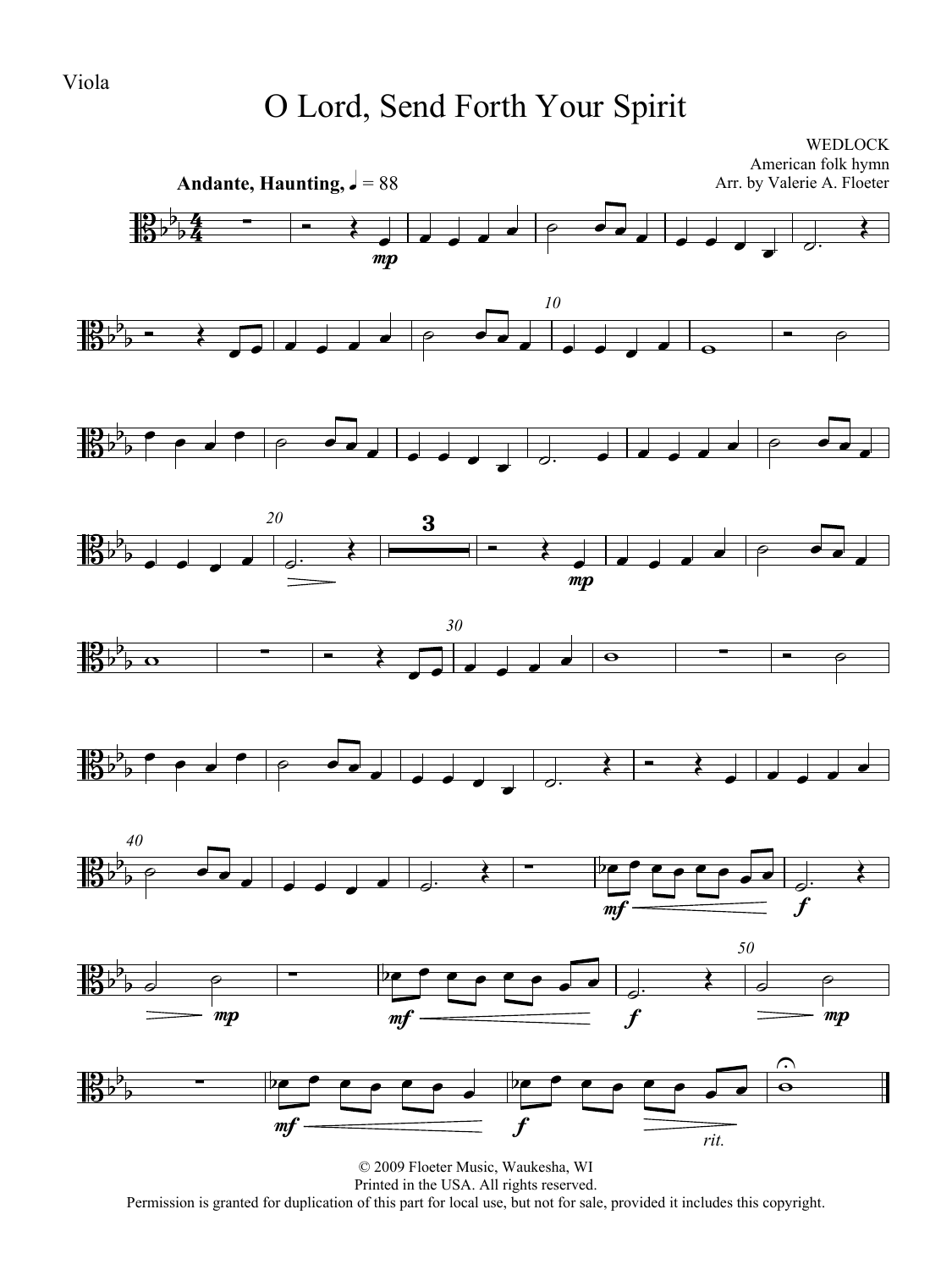Viola

# O Lord, Send Forth Your Spirit

WEDLOCK
American folk hymn
Arr. by Valerie A. Floeter

**Andante, Haunting,** ♩ = 88

© 2009 Floeter Music, Waukesha, WI
Printed in the USA. All rights reserved.
Permission is granted for duplication of this part for local use, but not for sale, provided it includes this copyright.